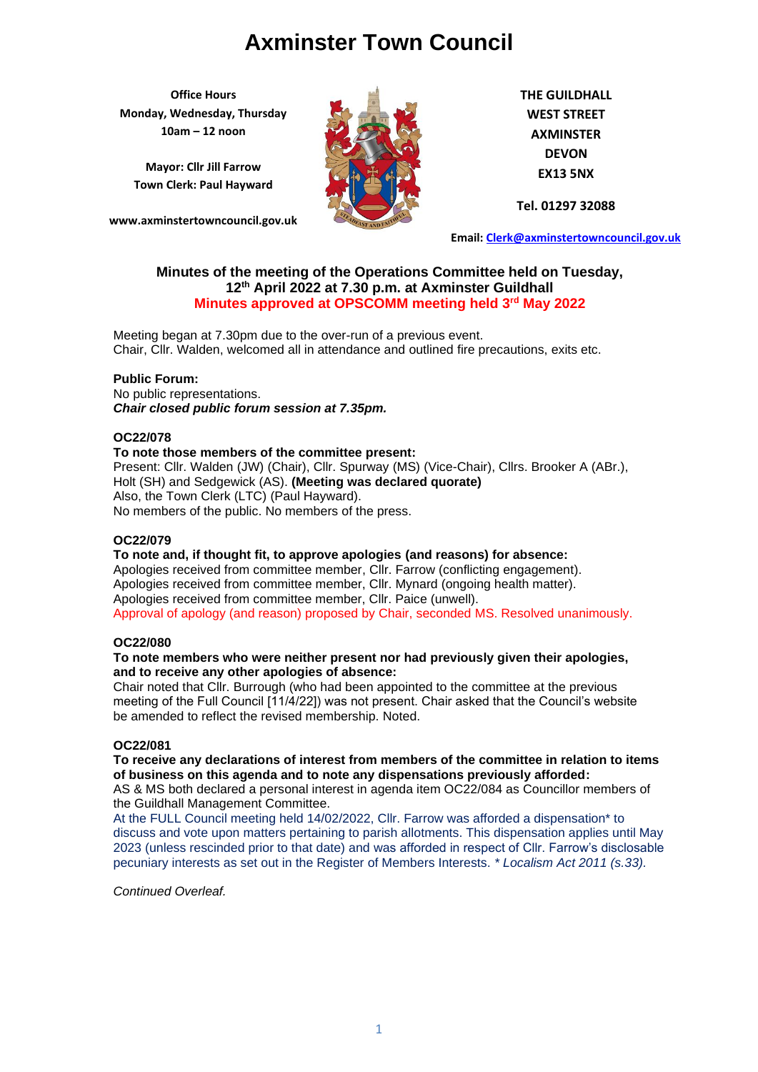# Axminster Town Council

**Office Hours**
**Monday, Wednesday, Thursday**
**10am – 12 noon**

**Mayor: Cllr Jill Farrow**
**Town Clerk: Paul Hayward**

**www.axminstertowncouncil.gov.uk**

**THE GUILDHALL**
**WEST STREET**
**AXMINSTER**
**DEVON**
**EX13 5NX**

**Tel. 01297 32088**

**Email: Clerk@axminstertowncouncil.gov.uk**

## Minutes of the meeting of the Operations Committee held on Tuesday, 12th April 2022 at 7.30 p.m. at Axminster Guildhall

**Minutes approved at OPSCOMM meeting held 3rd May 2022**

Meeting began at 7.30pm due to the over-run of a previous event.
Chair, Cllr. Walden, welcomed all in attendance and outlined fire precautions, exits etc.

**Public Forum:**
No public representations.
***Chair closed public forum session at 7.35pm.***

**OC22/078**

**To note those members of the committee present:**
Present: Cllr. Walden (JW) (Chair), Cllr. Spurway (MS) (Vice-Chair), Cllrs. Brooker A (ABr.), Holt (SH) and Sedgewick (AS). **(Meeting was declared quorate)**
Also, the Town Clerk (LTC) (Paul Hayward).
No members of the public. No members of the press.

**OC22/079**

**To note and, if thought fit, to approve apologies (and reasons) for absence:**
Apologies received from committee member, Cllr. Farrow (conflicting engagement).
Apologies received from committee member, Cllr. Mynard (ongoing health matter).
Apologies received from committee member, Cllr. Paice (unwell).
Approval of apology (and reason) proposed by Chair, seconded MS. Resolved unanimously.

**OC22/080**

**To note members who were neither present nor had previously given their apologies, and to receive any other apologies of absence:**
Chair noted that Cllr. Burrough (who had been appointed to the committee at the previous meeting of the Full Council [11/4/22]) was not present. Chair asked that the Council's website be amended to reflect the revised membership. Noted.

**OC22/081**

**To receive any declarations of interest from members of the committee in relation to items of business on this agenda and to note any dispensations previously afforded:**
AS & MS both declared a personal interest in agenda item OC22/084 as Councillor members of the Guildhall Management Committee.
At the FULL Council meeting held 14/02/2022, Cllr. Farrow was afforded a dispensation* to discuss and vote upon matters pertaining to parish allotments. This dispensation applies until May 2023 (unless rescinded prior to that date) and was afforded in respect of Cllr. Farrow's disclosable pecuniary interests as set out in the Register of Members Interests. * *Localism Act 2011 (s.33).*

*Continued Overleaf.*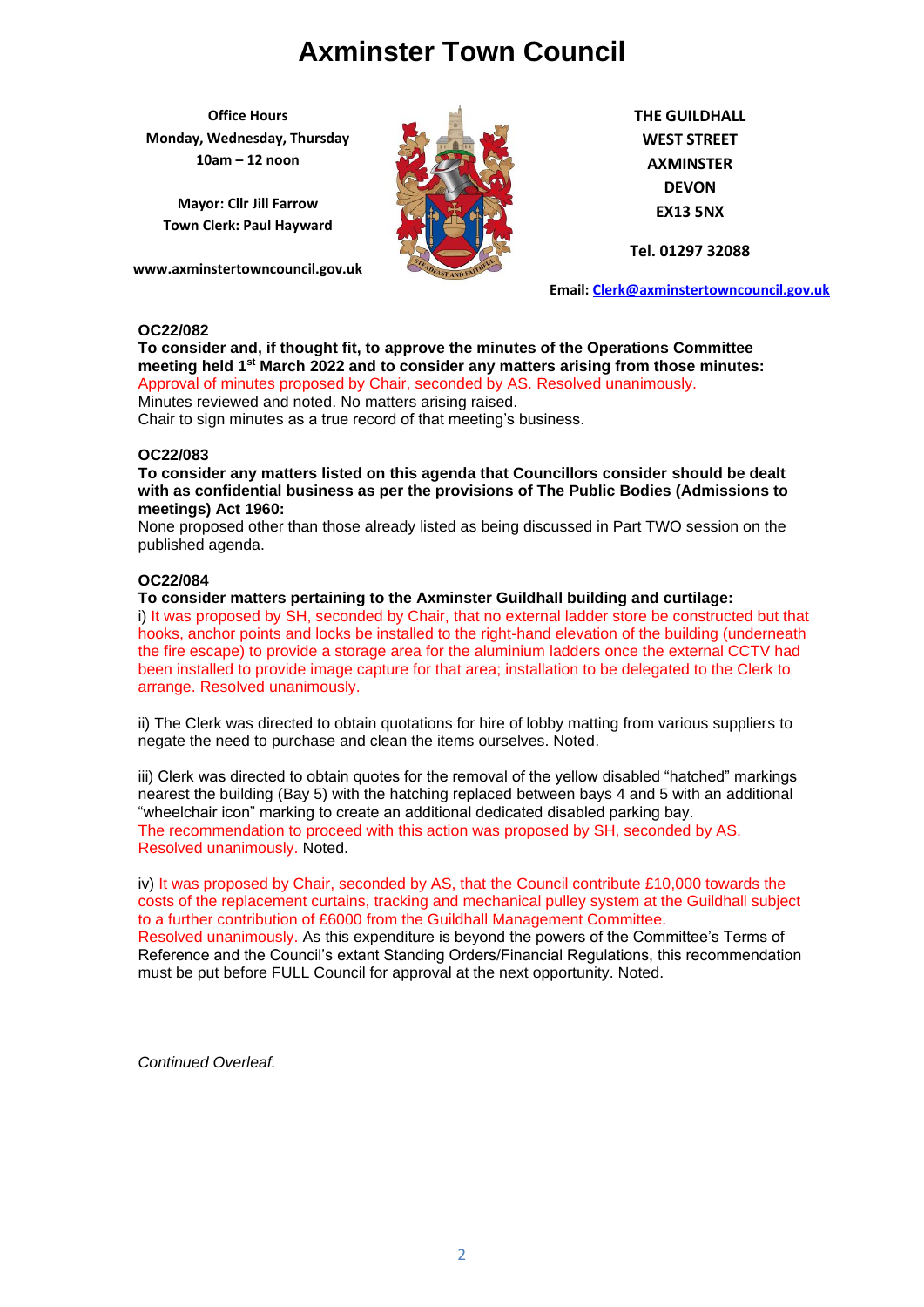# Axminster Town Council

**Office Hours**
**Monday, Wednesday, Thursday**
**10am – 12 noon**

**Mayor: Cllr Jill Farrow**
**Town Clerk: Paul Hayward**

**www.axminstertowncouncil.gov.uk**

**THE GUILDHALL**
**WEST STREET**
**AXMINSTER**
**DEVON**
**EX13 5NX**

**Tel. 01297 32088**

**Email: Clerk@axminstertowncouncil.gov.uk**

**OC22/082**

**To consider and, if thought fit, to approve the minutes of the Operations Committee meeting held 1st March 2022 and to consider any matters arising from those minutes:**

Approval of minutes proposed by Chair, seconded by AS. Resolved unanimously.
Minutes reviewed and noted. No matters arising raised.
Chair to sign minutes as a true record of that meeting's business.

**OC22/083**

**To consider any matters listed on this agenda that Councillors consider should be dealt with as confidential business as per the provisions of The Public Bodies (Admissions to meetings) Act 1960:**

None proposed other than those already listed as being discussed in Part TWO session on the published agenda.

**OC22/084**

**To consider matters pertaining to the Axminster Guildhall building and curtilage:**

i) It was proposed by SH, seconded by Chair, that no external ladder store be constructed but that hooks, anchor points and locks be installed to the right-hand elevation of the building (underneath the fire escape) to provide a storage area for the aluminium ladders once the external CCTV had been installed to provide image capture for that area; installation to be delegated to the Clerk to arrange. Resolved unanimously.

ii) The Clerk was directed to obtain quotations for hire of lobby matting from various suppliers to negate the need to purchase and clean the items ourselves. Noted.

iii) Clerk was directed to obtain quotes for the removal of the yellow disabled "hatched" markings nearest the building (Bay 5) with the hatching replaced between bays 4 and 5 with an additional "wheelchair icon" marking to create an additional dedicated disabled parking bay.
The recommendation to proceed with this action was proposed by SH, seconded by AS. Resolved unanimously. Noted.

iv) It was proposed by Chair, seconded by AS, that the Council contribute £10,000 towards the costs of the replacement curtains, tracking and mechanical pulley system at the Guildhall subject to a further contribution of £6000 from the Guildhall Management Committee.
Resolved unanimously. As this expenditure is beyond the powers of the Committee's Terms of Reference and the Council's extant Standing Orders/Financial Regulations, this recommendation must be put before FULL Council for approval at the next opportunity. Noted.

*Continued Overleaf.*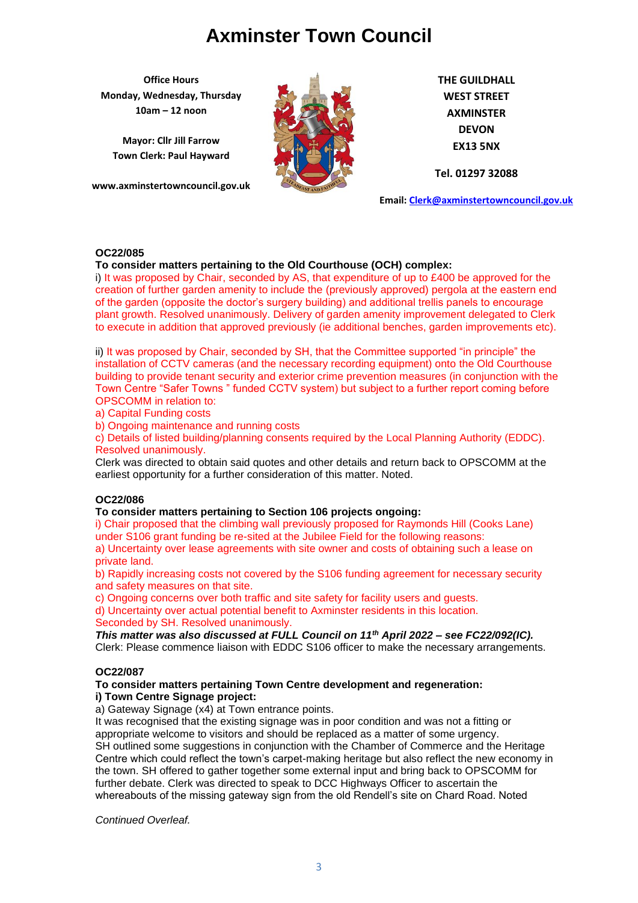# Axminster Town Council

**Office Hours**
**Monday, Wednesday, Thursday**
**10am – 12 noon**

**Mayor: Cllr Jill Farrow**
**Town Clerk: Paul Hayward**

**www.axminstertowncouncil.gov.uk**

**THE GUILDHALL**
**WEST STREET**
**AXMINSTER**
**DEVON**
**EX13 5NX**

**Tel. 01297 32088**

**Email: Clerk@axminstertowncouncil.gov.uk**

**OC22/085**

**To consider matters pertaining to the Old Courthouse (OCH) complex:**

i) It was proposed by Chair, seconded by AS, that expenditure of up to £400 be approved for the creation of further garden amenity to include the (previously approved) pergola at the eastern end of the garden (opposite the doctor's surgery building) and additional trellis panels to encourage plant growth. Resolved unanimously. Delivery of garden amenity improvement delegated to Clerk to execute in addition that approved previously (ie additional benches, garden improvements etc).

ii) It was proposed by Chair, seconded by SH, that the Committee supported "in principle" the installation of CCTV cameras (and the necessary recording equipment) onto the Old Courthouse building to provide tenant security and exterior crime prevention measures (in conjunction with the Town Centre "Safer Towns " funded CCTV system) but subject to a further report coming before OPSCOMM in relation to:

a) Capital Funding costs

b) Ongoing maintenance and running costs

c) Details of listed building/planning consents required by the Local Planning Authority (EDDC). Resolved unanimously.

Clerk was directed to obtain said quotes and other details and return back to OPSCOMM at the earliest opportunity for a further consideration of this matter. Noted.

**OC22/086**

**To consider matters pertaining to Section 106 projects ongoing:**

i) Chair proposed that the climbing wall previously proposed for Raymonds Hill (Cooks Lane) under S106 grant funding be re-sited at the Jubilee Field for the following reasons:

a) Uncertainty over lease agreements with site owner and costs of obtaining such a lease on private land.

b) Rapidly increasing costs not covered by the S106 funding agreement for necessary security and safety measures on that site.

c) Ongoing concerns over both traffic and site safety for facility users and guests.

d) Uncertainty over actual potential benefit to Axminster residents in this location.

Seconded by SH. Resolved unanimously.

***This matter was also discussed at FULL Council on 11th April 2022 – see FC22/092(IC).***

Clerk: Please commence liaison with EDDC S106 officer to make the necessary arrangements.

**OC22/087**

**To consider matters pertaining Town Centre development and regeneration:**

**i) Town Centre Signage project:**

a) Gateway Signage (x4) at Town entrance points.

It was recognised that the existing signage was in poor condition and was not a fitting or appropriate welcome to visitors and should be replaced as a matter of some urgency.

SH outlined some suggestions in conjunction with the Chamber of Commerce and the Heritage Centre which could reflect the town's carpet-making heritage but also reflect the new economy in the town. SH offered to gather together some external input and bring back to OPSCOMM for further debate. Clerk was directed to speak to DCC Highways Officer to ascertain the whereabouts of the missing gateway sign from the old Rendell's site on Chard Road. Noted

*Continued Overleaf.*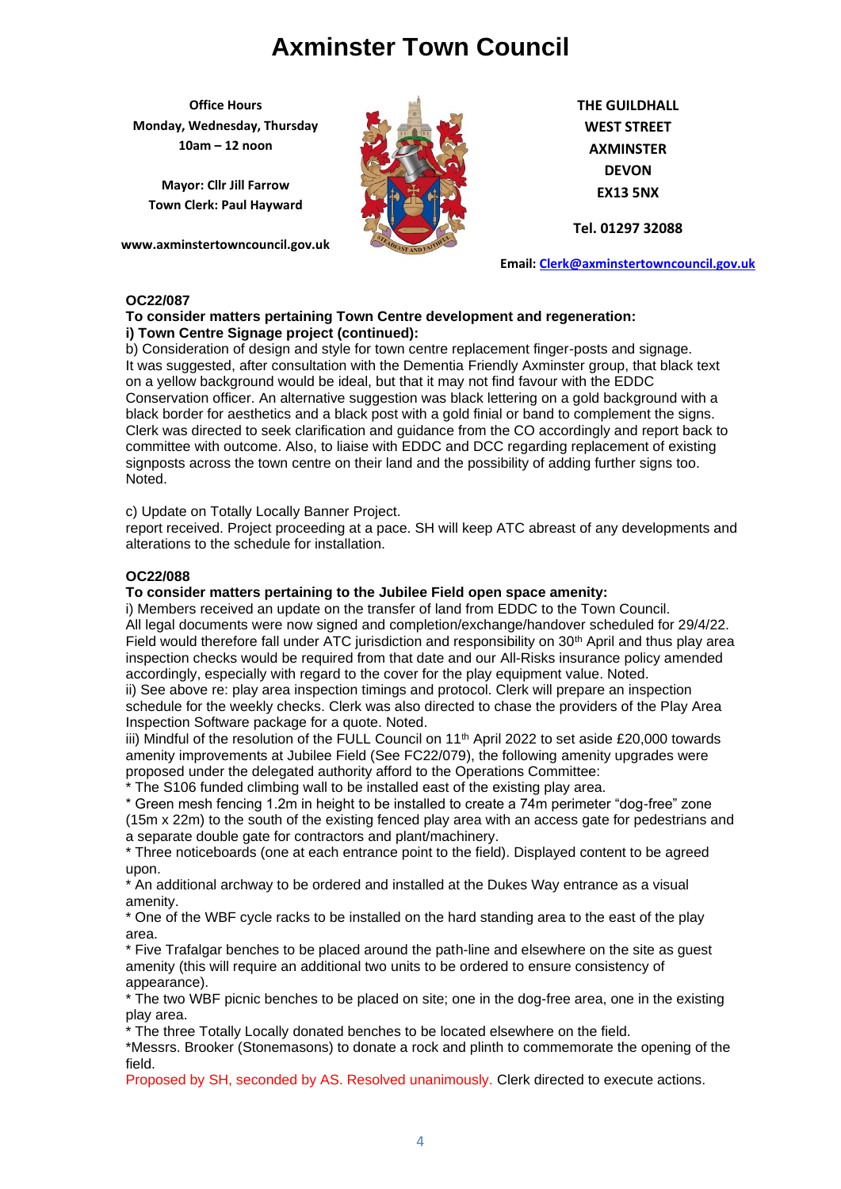# Axminster Town Council

**Office Hours**
**Monday, Wednesday, Thursday**
**10am – 12 noon**

**Mayor: Cllr Jill Farrow**
**Town Clerk: Paul Hayward**

**www.axminstertowncouncil.gov.uk**

**THE GUILDHALL**
**WEST STREET**
**AXMINSTER**
**DEVON**
**EX13 5NX**

**Tel. 01297 32088**

**Email: Clerk@axminstertowncouncil.gov.uk**

**OC22/087**

**To consider matters pertaining Town Centre development and regeneration:**
**i) Town Centre Signage project (continued):**

b) Consideration of design and style for town centre replacement finger-posts and signage. It was suggested, after consultation with the Dementia Friendly Axminster group, that black text on a yellow background would be ideal, but that it may not find favour with the EDDC Conservation officer. An alternative suggestion was black lettering on a gold background with a black border for aesthetics and a black post with a gold finial or band to complement the signs. Clerk was directed to seek clarification and guidance from the CO accordingly and report back to committee with outcome. Also, to liaise with EDDC and DCC regarding replacement of existing signposts across the town centre on their land and the possibility of adding further signs too. Noted.

c) Update on Totally Locally Banner Project.
report received. Project proceeding at a pace. SH will keep ATC abreast of any developments and alterations to the schedule for installation.

**OC22/088**

**To consider matters pertaining to the Jubilee Field open space amenity:**

i) Members received an update on the transfer of land from EDDC to the Town Council. All legal documents were now signed and completion/exchange/handover scheduled for 29/4/22. Field would therefore fall under ATC jurisdiction and responsibility on 30th April and thus play area inspection checks would be required from that date and our All-Risks insurance policy amended accordingly, especially with regard to the cover for the play equipment value. Noted.
ii) See above re: play area inspection timings and protocol. Clerk will prepare an inspection schedule for the weekly checks. Clerk was also directed to chase the providers of the Play Area Inspection Software package for a quote. Noted.
iii) Mindful of the resolution of the FULL Council on 11th April 2022 to set aside £20,000 towards amenity improvements at Jubilee Field (See FC22/079), the following amenity upgrades were proposed under the delegated authority afford to the Operations Committee:

* The S106 funded climbing wall to be installed east of the existing play area.
* Green mesh fencing 1.2m in height to be installed to create a 74m perimeter "dog-free" zone (15m x 22m) to the south of the existing fenced play area with an access gate for pedestrians and a separate double gate for contractors and plant/machinery.
* Three noticeboards (one at each entrance point to the field). Displayed content to be agreed upon.
* An additional archway to be ordered and installed at the Dukes Way entrance as a visual amenity.
* One of the WBF cycle racks to be installed on the hard standing area to the east of the play area.
* Five Trafalgar benches to be placed around the path-line and elsewhere on the site as guest amenity (this will require an additional two units to be ordered to ensure consistency of appearance).
* The two WBF picnic benches to be placed on site; one in the dog-free area, one in the existing play area.
* The three Totally Locally donated benches to be located elsewhere on the field.
* Messrs. Brooker (Stonemasons) to donate a rock and plinth to commemorate the opening of the field.

Proposed by SH, seconded by AS. Resolved unanimously. Clerk directed to execute actions.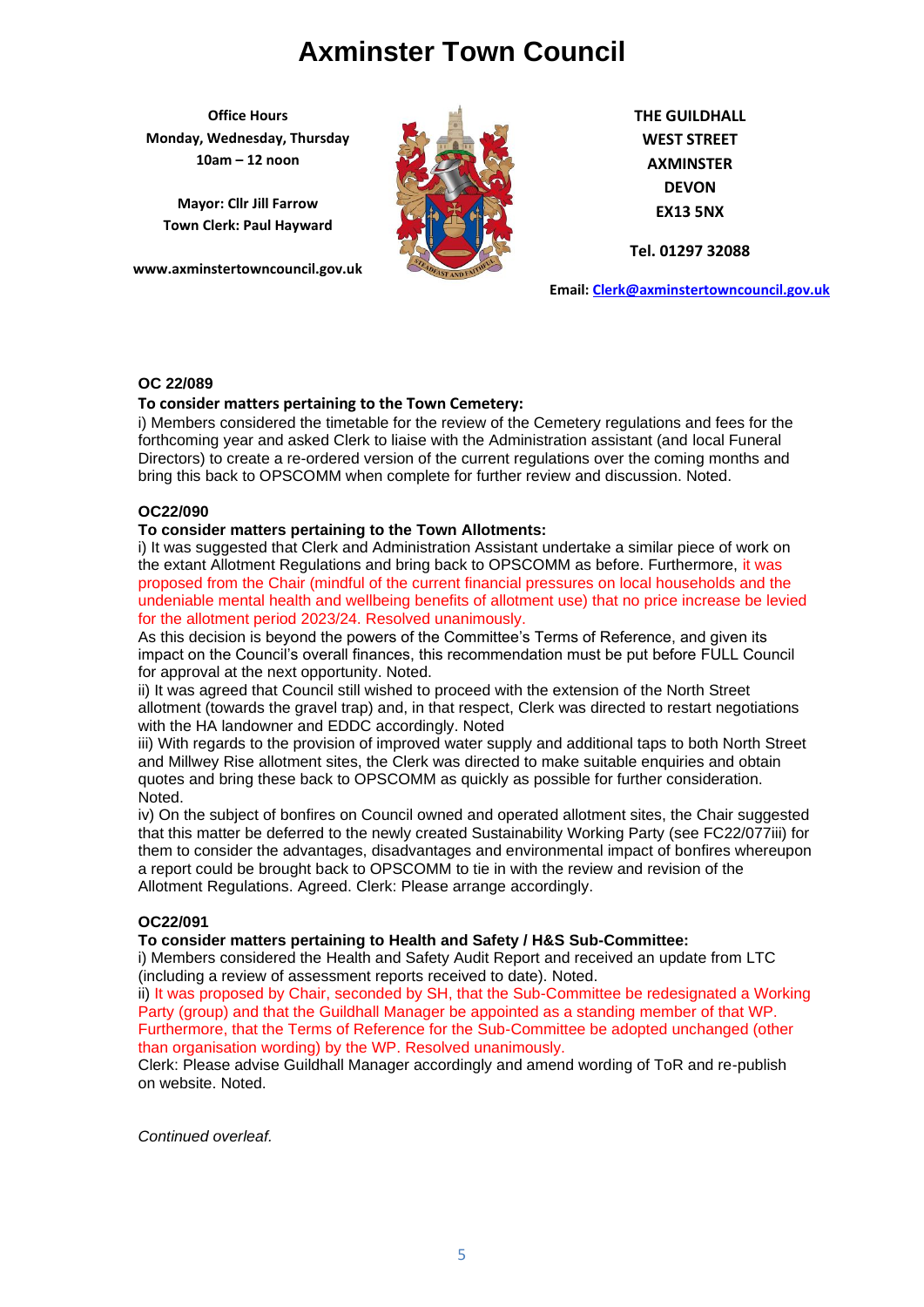# Axminster Town Council

**Office Hours**
**Monday, Wednesday, Thursday**
**10am – 12 noon**

**Mayor: Cllr Jill Farrow**
**Town Clerk: Paul Hayward**

**www.axminstertowncouncil.gov.uk**

**THE GUILDHALL**
**WEST STREET**
**AXMINSTER**
**DEVON**
**EX13 5NX**

**Tel. 01297 32088**

**Email: Clerk@axminstertowncouncil.gov.uk**

**OC 22/089**

**To consider matters pertaining to the Town Cemetery:**

i) Members considered the timetable for the review of the Cemetery regulations and fees for the forthcoming year and asked Clerk to liaise with the Administration assistant (and local Funeral Directors) to create a re-ordered version of the current regulations over the coming months and bring this back to OPSCOMM when complete for further review and discussion. Noted.

**OC22/090**

**To consider matters pertaining to the Town Allotments:**

i) It was suggested that Clerk and Administration Assistant undertake a similar piece of work on the extant Allotment Regulations and bring back to OPSCOMM as before. Furthermore, it was proposed from the Chair (mindful of the current financial pressures on local households and the undeniable mental health and wellbeing benefits of allotment use) that no price increase be levied for the allotment period 2023/24. Resolved unanimously.

As this decision is beyond the powers of the Committee's Terms of Reference, and given its impact on the Council's overall finances, this recommendation must be put before FULL Council for approval at the next opportunity. Noted.

ii) It was agreed that Council still wished to proceed with the extension of the North Street allotment (towards the gravel trap) and, in that respect, Clerk was directed to restart negotiations with the HA landowner and EDDC accordingly. Noted

iii) With regards to the provision of improved water supply and additional taps to both North Street and Millwey Rise allotment sites, the Clerk was directed to make suitable enquiries and obtain quotes and bring these back to OPSCOMM as quickly as possible for further consideration. Noted.

iv) On the subject of bonfires on Council owned and operated allotment sites, the Chair suggested that this matter be deferred to the newly created Sustainability Working Party (see FC22/077iii) for them to consider the advantages, disadvantages and environmental impact of bonfires whereupon a report could be brought back to OPSCOMM to tie in with the review and revision of the Allotment Regulations. Agreed. Clerk: Please arrange accordingly.

**OC22/091**

**To consider matters pertaining to Health and Safety / H&S Sub-Committee:**

i) Members considered the Health and Safety Audit Report and received an update from LTC (including a review of assessment reports received to date). Noted.

ii) It was proposed by Chair, seconded by SH, that the Sub-Committee be redesignated a Working Party (group) and that the Guildhall Manager be appointed as a standing member of that WP. Furthermore, that the Terms of Reference for the Sub-Committee be adopted unchanged (other than organisation wording) by the WP. Resolved unanimously.

Clerk: Please advise Guildhall Manager accordingly and amend wording of ToR and re-publish on website. Noted.

*Continued overleaf.*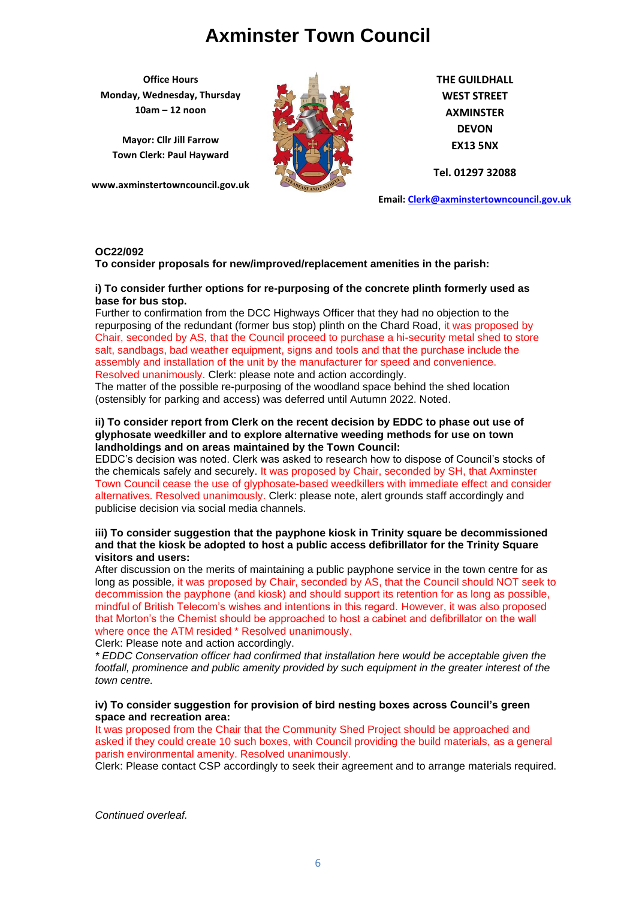# Axminster Town Council

**Office Hours**
**Monday, Wednesday, Thursday**
**10am – 12 noon**

**Mayor: Cllr Jill Farrow**
**Town Clerk: Paul Hayward**

**www.axminstertowncouncil.gov.uk**

**THE GUILDHALL**
**WEST STREET**
**AXMINSTER**
**DEVON**
**EX13 5NX**

**Tel. 01297 32088**

**Email: Clerk@axminstertowncouncil.gov.uk**

**OC22/092**
**To consider proposals for new/improved/replacement amenities in the parish:**

**i) To consider further options for re-purposing of the concrete plinth formerly used as base for bus stop.**
Further to confirmation from the DCC Highways Officer that they had no objection to the repurposing of the redundant (former bus stop) plinth on the Chard Road, it was proposed by Chair, seconded by AS, that the Council proceed to purchase a hi-security metal shed to store salt, sandbags, bad weather equipment, signs and tools and that the purchase include the assembly and installation of the unit by the manufacturer for speed and convenience. Resolved unanimously. Clerk: please note and action accordingly.
The matter of the possible re-purposing of the woodland space behind the shed location (ostensibly for parking and access) was deferred until Autumn 2022. Noted.

**ii) To consider report from Clerk on the recent decision by EDDC to phase out use of glyphosate weedkiller and to explore alternative weeding methods for use on town landholdings and on areas maintained by the Town Council:**
EDDC's decision was noted. Clerk was asked to research how to dispose of Council's stocks of the chemicals safely and securely. It was proposed by Chair, seconded by SH, that Axminster Town Council cease the use of glyphosate-based weedkillers with immediate effect and consider alternatives. Resolved unanimously. Clerk: please note, alert grounds staff accordingly and publicise decision via social media channels.

**iii) To consider suggestion that the payphone kiosk in Trinity square be decommissioned and that the kiosk be adopted to host a public access defibrillator for the Trinity Square visitors and users:**
After discussion on the merits of maintaining a public payphone service in the town centre for as long as possible, it was proposed by Chair, seconded by AS, that the Council should NOT seek to decommission the payphone (and kiosk) and should support its retention for as long as possible, mindful of British Telecom's wishes and intentions in this regard. However, it was also proposed that Morton's the Chemist should be approached to host a cabinet and defibrillator on the wall where once the ATM resided * Resolved unanimously.
Clerk: Please note and action accordingly.
*\* EDDC Conservation officer had confirmed that installation here would be acceptable given the footfall, prominence and public amenity provided by such equipment in the greater interest of the town centre.*

**iv) To consider suggestion for provision of bird nesting boxes across Council's green space and recreation area:**
It was proposed from the Chair that the Community Shed Project should be approached and asked if they could create 10 such boxes, with Council providing the build materials, as a general parish environmental amenity. Resolved unanimously.
Clerk: Please contact CSP accordingly to seek their agreement and to arrange materials required.

*Continued overleaf.*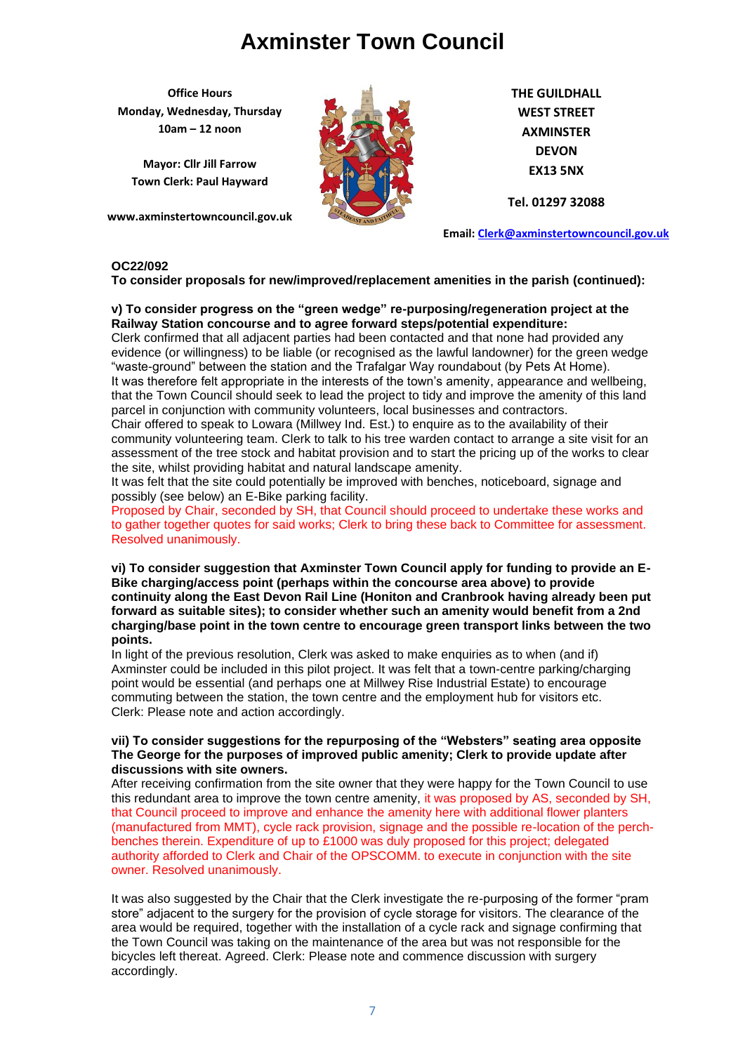# Axminster Town Council

**Office Hours**
**Monday, Wednesday, Thursday**
**10am – 12 noon**

**Mayor: Cllr Jill Farrow**
**Town Clerk: Paul Hayward**

**www.axminstertowncouncil.gov.uk**

**THE GUILDHALL**
**WEST STREET**
**AXMINSTER**
**DEVON**
**EX13 5NX**

**Tel. 01297 32088**

**Email: Clerk@axminstertowncouncil.gov.uk**

**OC22/092**
**To consider proposals for new/improved/replacement amenities in the parish (continued):**

**v) To consider progress on the "green wedge" re-purposing/regeneration project at the Railway Station concourse and to agree forward steps/potential expenditure:**
Clerk confirmed that all adjacent parties had been contacted and that none had provided any evidence (or willingness) to be liable (or recognised as the lawful landowner) for the green wedge "waste-ground" between the station and the Trafalgar Way roundabout (by Pets At Home).
It was therefore felt appropriate in the interests of the town's amenity, appearance and wellbeing, that the Town Council should seek to lead the project to tidy and improve the amenity of this land parcel in conjunction with community volunteers, local businesses and contractors.
Chair offered to speak to Lowara (Millwey Ind. Est.) to enquire as to the availability of their community volunteering team. Clerk to talk to his tree warden contact to arrange a site visit for an assessment of the tree stock and habitat provision and to start the pricing up of the works to clear the site, whilst providing habitat and natural landscape amenity.
It was felt that the site could potentially be improved with benches, noticeboard, signage and possibly (see below) an E-Bike parking facility.
Proposed by Chair, seconded by SH, that Council should proceed to undertake these works and to gather together quotes for said works; Clerk to bring these back to Committee for assessment. Resolved unanimously.

**vi) To consider suggestion that Axminster Town Council apply for funding to provide an E-Bike charging/access point (perhaps within the concourse area above) to provide continuity along the East Devon Rail Line (Honiton and Cranbrook having already been put forward as suitable sites); to consider whether such an amenity would benefit from a 2nd charging/base point in the town centre to encourage green transport links between the two points.**
In light of the previous resolution, Clerk was asked to make enquiries as to when (and if) Axminster could be included in this pilot project. It was felt that a town-centre parking/charging point would be essential (and perhaps one at Millwey Rise Industrial Estate) to encourage commuting between the station, the town centre and the employment hub for visitors etc.
Clerk: Please note and action accordingly.

**vii) To consider suggestions for the repurposing of the "Websters" seating area opposite The George for the purposes of improved public amenity; Clerk to provide update after discussions with site owners.**
After receiving confirmation from the site owner that they were happy for the Town Council to use this redundant area to improve the town centre amenity, it was proposed by AS, seconded by SH, that Council proceed to improve and enhance the amenity here with additional flower planters (manufactured from MMT), cycle rack provision, signage and the possible re-location of the perch-benches therein. Expenditure of up to £1000 was duly proposed for this project; delegated authority afforded to Clerk and Chair of the OPSCOMM. to execute in conjunction with the site owner. Resolved unanimously.

It was also suggested by the Chair that the Clerk investigate the re-purposing of the former "pram store" adjacent to the surgery for the provision of cycle storage for visitors. The clearance of the area would be required, together with the installation of a cycle rack and signage confirming that the Town Council was taking on the maintenance of the area but was not responsible for the bicycles left thereat. Agreed. Clerk: Please note and commence discussion with surgery accordingly.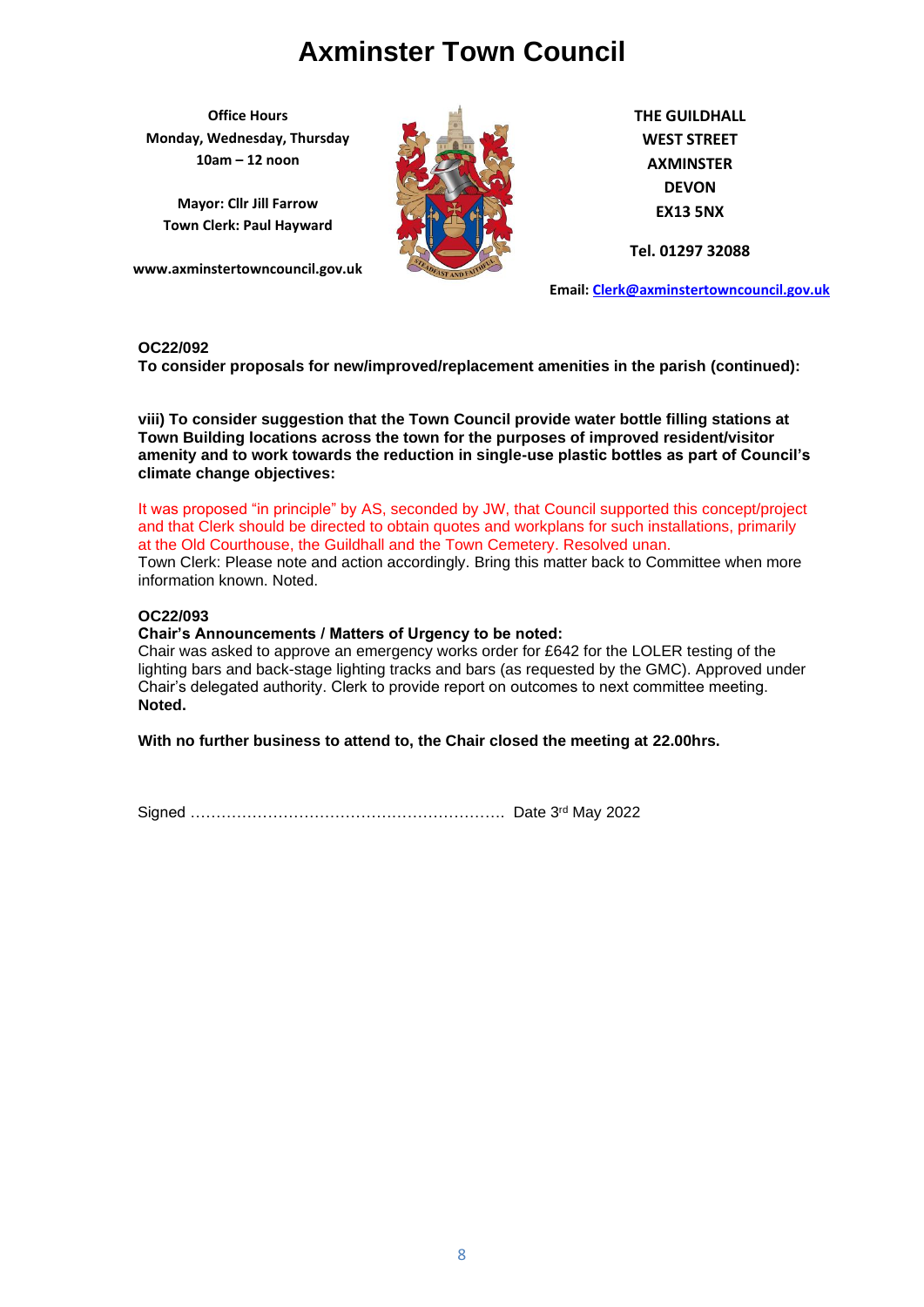# Axminster Town Council

**Office Hours**
**Monday, Wednesday, Thursday**
**10am – 12 noon**

**Mayor: Cllr Jill Farrow**
**Town Clerk: Paul Hayward**

**www.axminstertowncouncil.gov.uk**

**THE GUILDHALL**
**WEST STREET**
**AXMINSTER**
**DEVON**
**EX13 5NX**

**Tel. 01297 32088**

**Email: Clerk@axminstertowncouncil.gov.uk**

**OC22/092**
**To consider proposals for new/improved/replacement amenities in the parish (continued):**

**viii) To consider suggestion that the Town Council provide water bottle filling stations at Town Building locations across the town for the purposes of improved resident/visitor amenity and to work towards the reduction in single-use plastic bottles as part of Council's climate change objectives:**

It was proposed "in principle" by AS, seconded by JW, that Council supported this concept/project and that Clerk should be directed to obtain quotes and workplans for such installations, primarily at the Old Courthouse, the Guildhall and the Town Cemetery. Resolved unan.
Town Clerk: Please note and action accordingly. Bring this matter back to Committee when more information known. Noted.

**OC22/093**
**Chair's Announcements / Matters of Urgency to be noted:**
Chair was asked to approve an emergency works order for £642 for the LOLER testing of the lighting bars and back-stage lighting tracks and bars (as requested by the GMC). Approved under Chair's delegated authority. Clerk to provide report on outcomes to next committee meeting.
**Noted.**

**With no further business to attend to, the Chair closed the meeting at 22.00hrs.**

Signed ………………………………………………….. Date 3rd May 2022